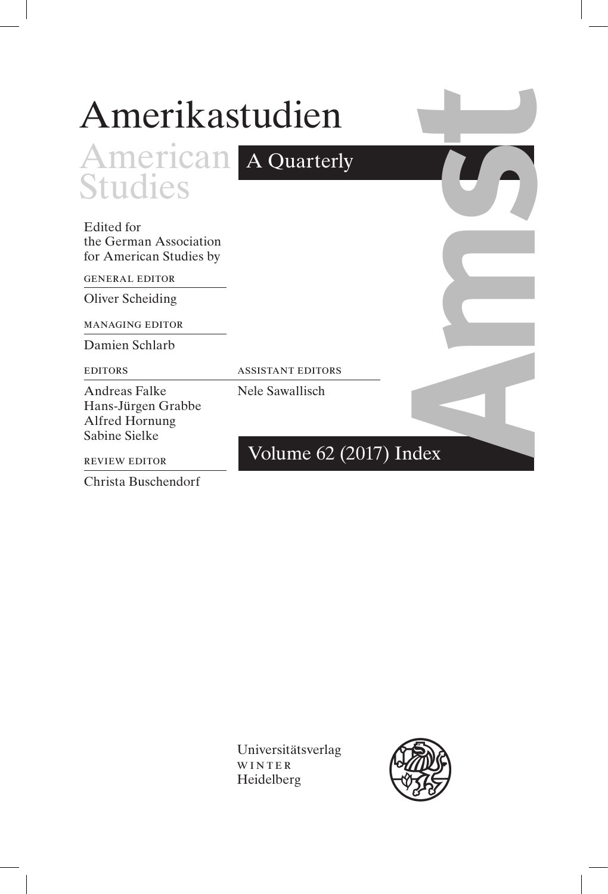# Amerikastudien

## American Studies

A Quarterly

Edited for the German Association for American Studies by

GENERAL EDITOR

Oliver Scheiding

MANAGING EDITOR

Damien Schlarb

EDITORS

Andreas Falke
Hans-Jürgen Grabbe
Alfred Hornung
Sabine Sielke

ASSISTANT EDITORS

Nele Sawallisch

REVIEW EDITOR

Christa Buschendorf

Volume 62 (2017) Index

Universitätsverlag
WINTER
Heidelberg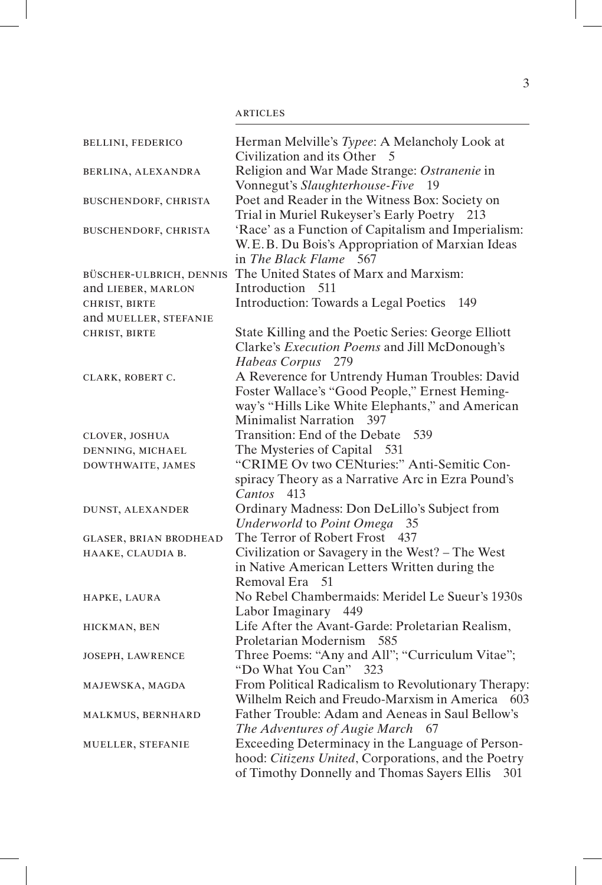ARTICLES

| | |
|---|---|
| BELLINI, FEDERICO | Herman Melville's *Typee*: A Melancholy Look at Civilization and its Other 5 |
| BERLINA, ALEXANDRA | Religion and War Made Strange: *Ostranenie* in Vonnegut's *Slaughterhouse-Five* 19 |
| BUSCHENDORF, CHRISTA | Poet and Reader in the Witness Box: Society on Trial in Muriel Rukeyser's Early Poetry 213 |
| BUSCHENDORF, CHRISTA | 'Race' as a Function of Capitalism and Imperialism: W.E.B. Du Bois's Appropriation of Marxian Ideas in *The Black Flame* 567 |
| BÜSCHER-ULBRICH, DENNIS and LIEBER, MARLON | The United States of Marx and Marxism: Introduction 511 |
| CHRIST, BIRTE and MUELLER, STEFANIE | Introduction: Towards a Legal Poetics 149 |
| CHRIST, BIRTE | State Killing and the Poetic Series: George Elliott Clarke's *Execution Poems* and Jill McDonough's *Habeas Corpus* 279 |
| CLARK, ROBERT C. | A Reverence for Untrendy Human Troubles: David Foster Wallace's "Good People," Ernest Hemingway's "Hills Like White Elephants," and American Minimalist Narration 397 |
| CLOVER, JOSHUA | Transition: End of the Debate 539 |
| DENNING, MICHAEL | The Mysteries of Capital 531 |
| DOWTHWAITE, JAMES | "CRIME Ov two CENturies:" Anti-Semitic Conspiracy Theory as a Narrative Arc in Ezra Pound's *Cantos* 413 |
| DUNST, ALEXANDER | Ordinary Madness: Don DeLillo's Subject from *Underworld* to *Point Omega* 35 |
| GLASER, BRIAN BRODHEAD | The Terror of Robert Frost 437 |
| HAAKE, CLAUDIA B. | Civilization or Savagery in the West? – The West in Native American Letters Written during the Removal Era 51 |
| HAPKE, LAURA | No Rebel Chambermaids: Meridel Le Sueur's 1930s Labor Imaginary 449 |
| HICKMAN, BEN | Life After the Avant-Garde: Proletarian Realism, Proletarian Modernism 585 |
| JOSEPH, LAWRENCE | Three Poems: "Any and All"; "Curriculum Vitae"; "Do What You Can" 323 |
| MAJEWSKA, MAGDA | From Political Radicalism to Revolutionary Therapy: Wilhelm Reich and Freudo-Marxism in America 603 |
| MALKMUS, BERNHARD | Father Trouble: Adam and Aeneas in Saul Bellow's *The Adventures of Augie March* 67 |
| MUELLER, STEFANIE | Exceeding Determinacy in the Language of Personhood: *Citizens United*, Corporations, and the Poetry of Timothy Donnelly and Thomas Sayers Ellis 301 |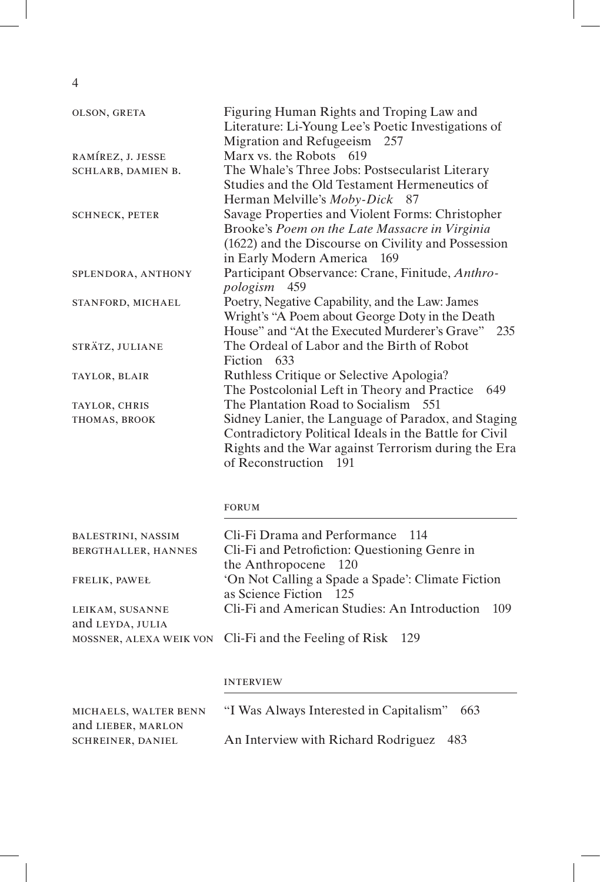| | |
|---|---|
| OLSON, GRETA | Figuring Human Rights and Troping Law and Literature: Li-Young Lee's Poetic Investigations of Migration and Refugeeism 257 |
| RAMÍREZ, J. JESSE | Marx vs. the Robots 619 |
| SCHLARB, DAMIEN B. | The Whale's Three Jobs: Postsecularist Literary Studies and the Old Testament Hermeneutics of Herman Melville's *Moby-Dick* 87 |
| SCHNECK, PETER | Savage Properties and Violent Forms: Christopher Brooke's *Poem on the Late Massacre in Virginia* (1622) and the Discourse on Civility and Possession in Early Modern America 169 |
| SPLENDORA, ANTHONY | Participant Observance: Crane, Finitude, *Anthropologism* 459 |
| STANFORD, MICHAEL | Poetry, Negative Capability, and the Law: James Wright's "A Poem about George Doty in the Death House" and "At the Executed Murderer's Grave" 235 |
| STRÄTZ, JULIANE | The Ordeal of Labor and the Birth of Robot Fiction 633 |
| TAYLOR, BLAIR | Ruthless Critique or Selective Apologia? The Postcolonial Left in Theory and Practice 649 |
| TAYLOR, CHRIS | The Plantation Road to Socialism 551 |
| THOMAS, BROOK | Sidney Lanier, the Language of Paradox, and Staging Contradictory Political Ideals in the Battle for Civil Rights and the War against Terrorism during the Era of Reconstruction 191 |

## FORUM

| | |
|---|---|
| BALESTRINI, NASSIM | Cli-Fi Drama and Performance 114 |
| BERGTHALLER, HANNES | Cli-Fi and Petrofiction: Questioning Genre in the Anthropocene 120 |
| FRELIK, PAWEŁ | 'On Not Calling a Spade a Spade': Climate Fiction as Science Fiction 125 |
| LEIKAM, SUSANNE and LEYDA, JULIA | Cli-Fi and American Studies: An Introduction 109 |
| MOSSNER, ALEXA WEIK VON | Cli-Fi and the Feeling of Risk 129 |

## INTERVIEW

| | |
|---|---|
| MICHAELS, WALTER BENN and LIEBER, MARLON | "I Was Always Interested in Capitalism" 663 |
| SCHREINER, DANIEL | An Interview with Richard Rodriguez 483 |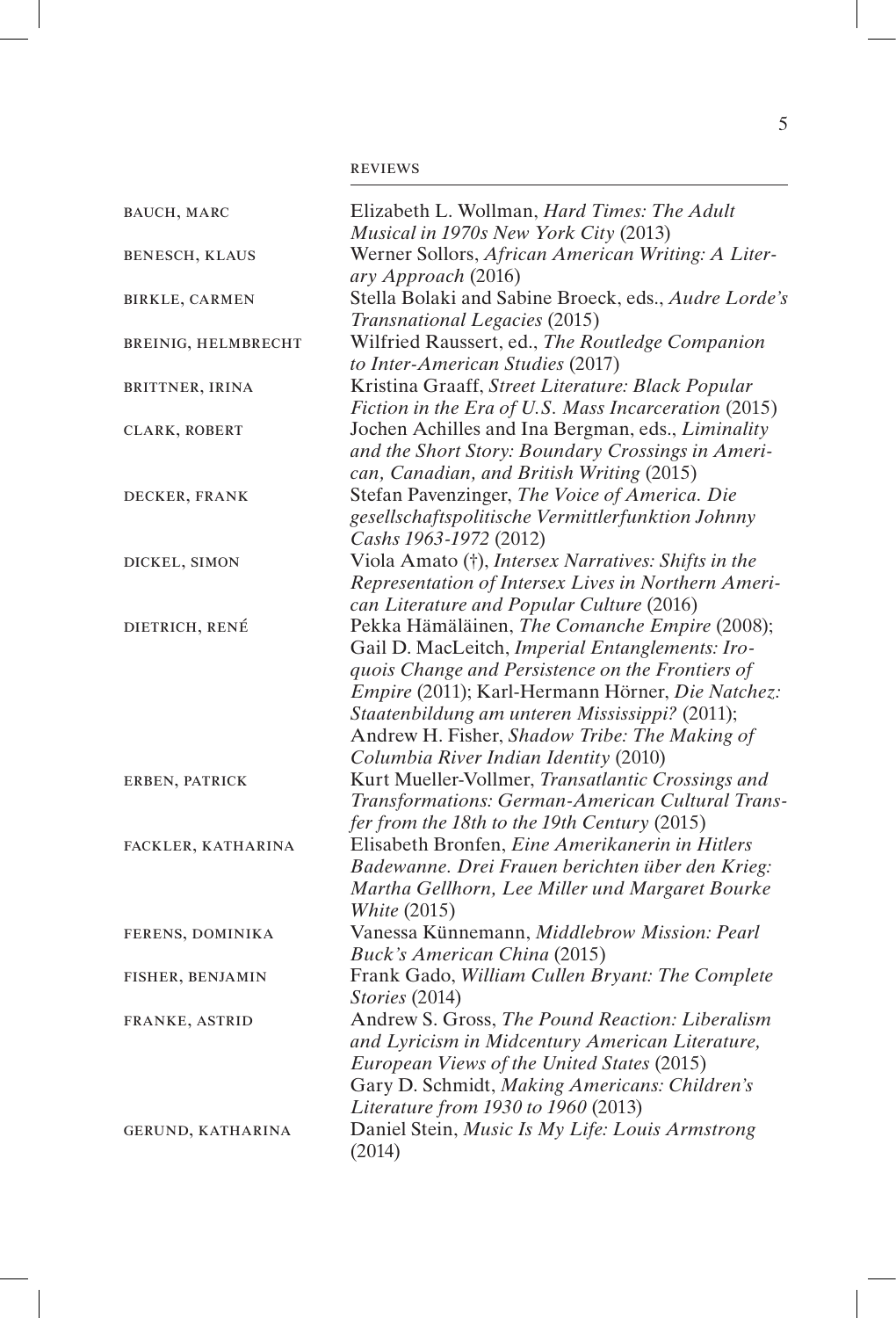## REVIEWS

| | |
|---|---|
| BAUCH, MARC | Elizabeth L. Wollman, *Hard Times: The Adult Musical in 1970s New York City* (2013) |
| BENESCH, KLAUS | Werner Sollors, *African American Writing: A Literary Approach* (2016) |
| BIRKLE, CARMEN | Stella Bolaki and Sabine Broeck, eds., *Audre Lorde's Transnational Legacies* (2015) |
| BREINIG, HELMBRECHT | Wilfried Raussert, ed., *The Routledge Companion to Inter-American Studies* (2017) |
| BRITTNER, IRINA | Kristina Graaff, *Street Literature: Black Popular Fiction in the Era of U.S. Mass Incarceration* (2015) |
| CLARK, ROBERT | Jochen Achilles and Ina Bergman, eds., *Liminality and the Short Story: Boundary Crossings in American, Canadian, and British Writing* (2015) |
| DECKER, FRANK | Stefan Pavenzinger, *The Voice of America. Die gesellschaftspolitische Vermittlerfunktion Johnny Cashs 1963-1972* (2012) |
| DICKEL, SIMON | Viola Amato (†), *Intersex Narratives: Shifts in the Representation of Intersex Lives in Northern American Literature and Popular Culture* (2016) |
| DIETRICH, RENÉ | Pekka Hämäläinen, *The Comanche Empire* (2008); Gail D. MacLeitch, *Imperial Entanglements: Iroquois Change and Persistence on the Frontiers of Empire* (2011); Karl-Hermann Hörner, *Die Natchez: Staatenbildung am unteren Mississippi?* (2011); Andrew H. Fisher, *Shadow Tribe: The Making of Columbia River Indian Identity* (2010) |
| ERBEN, PATRICK | Kurt Mueller-Vollmer, *Transatlantic Crossings and Transformations: German-American Cultural Transfer from the 18th to the 19th Century* (2015) |
| FACKLER, KATHARINA | Elisabeth Bronfen, *Eine Amerikanerin in Hitlers Badewanne. Drei Frauen berichten über den Krieg: Martha Gellhorn, Lee Miller und Margaret Bourke White* (2015) |
| FERENS, DOMINIKA | Vanessa Künnemann, *Middlebrow Mission: Pearl Buck's American China* (2015) |
| FISHER, BENJAMIN | Frank Gado, *William Cullen Bryant: The Complete Stories* (2014) |
| FRANKE, ASTRID | Andrew S. Gross, *The Pound Reaction: Liberalism and Lyricism in Midcentury American Literature, European Views of the United States* (2015); Gary D. Schmidt, *Making Americans: Children's Literature from 1930 to 1960* (2013) |
| GERUND, KATHARINA | Daniel Stein, *Music Is My Life: Louis Armstrong* (2014) |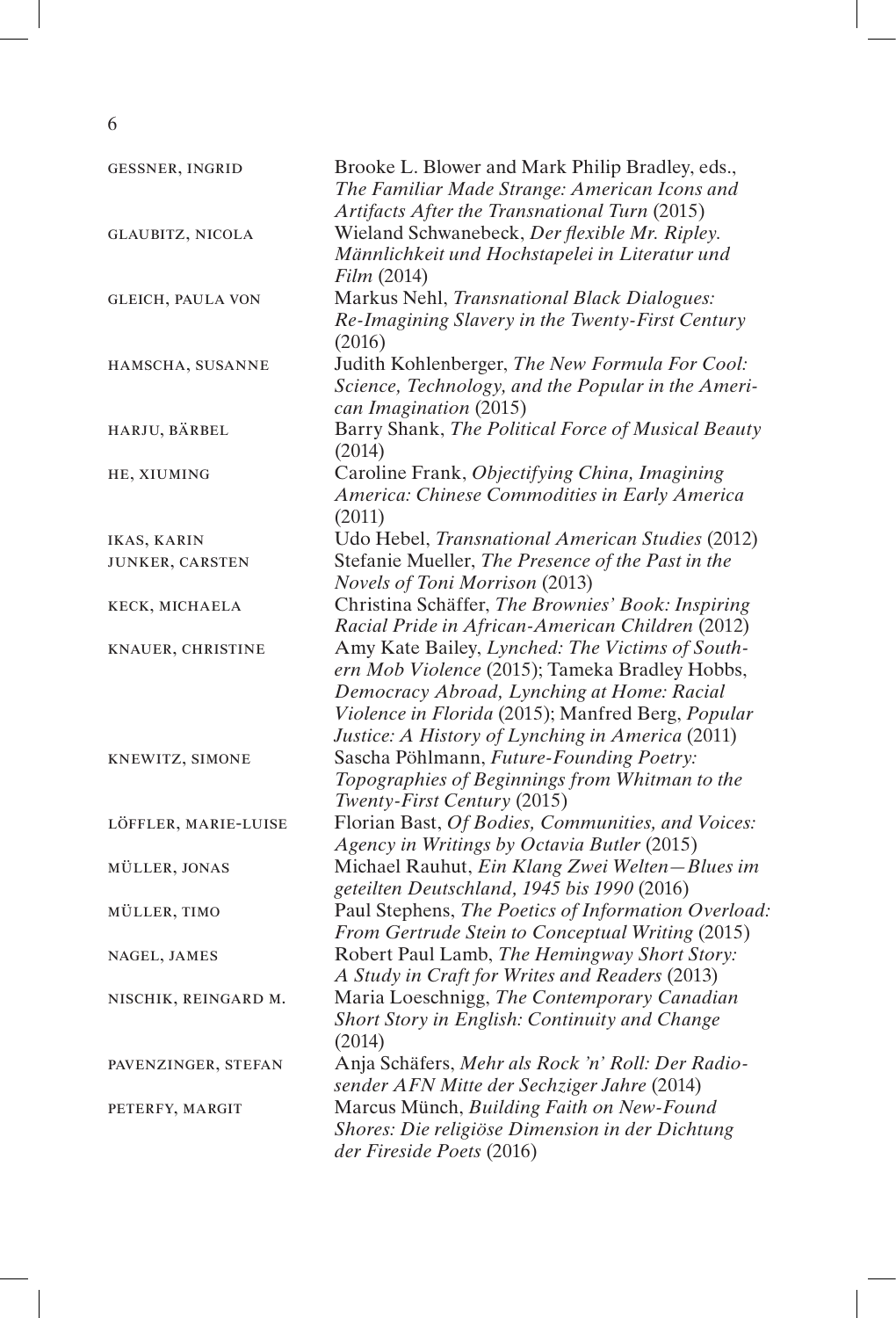| | |
|---|---|
| GESSNER, INGRID | Brooke L. Blower and Mark Philip Bradley, eds., *The Familiar Made Strange: American Icons and Artifacts After the Transnational Turn* (2015) |
| GLAUBITZ, NICOLA | Wieland Schwanebeck, *Der flexible Mr. Ripley. Männlichkeit und Hochstapelei in Literatur und Film* (2014) |
| GLEICH, PAULA VON | Markus Nehl, *Transnational Black Dialogues: Re-Imagining Slavery in the Twenty-First Century* (2016) |
| HAMSCHA, SUSANNE | Judith Kohlenberger, *The New Formula For Cool: Science, Technology, and the Popular in the American Imagination* (2015) |
| HARJU, BÄRBEL | Barry Shank, *The Political Force of Musical Beauty* (2014) |
| HE, XIUMING | Caroline Frank, *Objectifying China, Imagining America: Chinese Commodities in Early America* (2011) |
| IKAS, KARIN | Udo Hebel, *Transnational American Studies* (2012) |
| JUNKER, CARSTEN | Stefanie Mueller, *The Presence of the Past in the Novels of Toni Morrison* (2013) |
| KECK, MICHAELA | Christina Schäffer, *The Brownies' Book: Inspiring Racial Pride in African-American Children* (2012) |
| KNAUER, CHRISTINE | Amy Kate Bailey, *Lynched: The Victims of Southern Mob Violence* (2015); Tameka Bradley Hobbs, *Democracy Abroad, Lynching at Home: Racial Violence in Florida* (2015); Manfred Berg, *Popular Justice: A History of Lynching in America* (2011) |
| KNEWITZ, SIMONE | Sascha Pöhlmann, *Future-Founding Poetry: Topographies of Beginnings from Whitman to the Twenty-First Century* (2015) |
| LÖFFLER, MARIE-LUISE | Florian Bast, *Of Bodies, Communities, and Voices: Agency in Writings by Octavia Butler* (2015) |
| MÜLLER, JONAS | Michael Rauhut, *Ein Klang Zwei Welten—Blues im geteilten Deutschland, 1945 bis 1990* (2016) |
| MÜLLER, TIMO | Paul Stephens, *The Poetics of Information Overload: From Gertrude Stein to Conceptual Writing* (2015) |
| NAGEL, JAMES | Robert Paul Lamb, *The Hemingway Short Story: A Study in Craft for Writes and Readers* (2013) |
| NISCHIK, REINGARD M. | Maria Loeschnigg, *The Contemporary Canadian Short Story in English: Continuity and Change* (2014) |
| PAVENZINGER, STEFAN | Anja Schäfers, *Mehr als Rock 'n' Roll: Der Radiosender AFN Mitte der Sechziger Jahre* (2014) |
| PETERFY, MARGIT | Marcus Münch, *Building Faith on New-Found Shores: Die religiöse Dimension in der Dichtung der Fireside Poets* (2016) |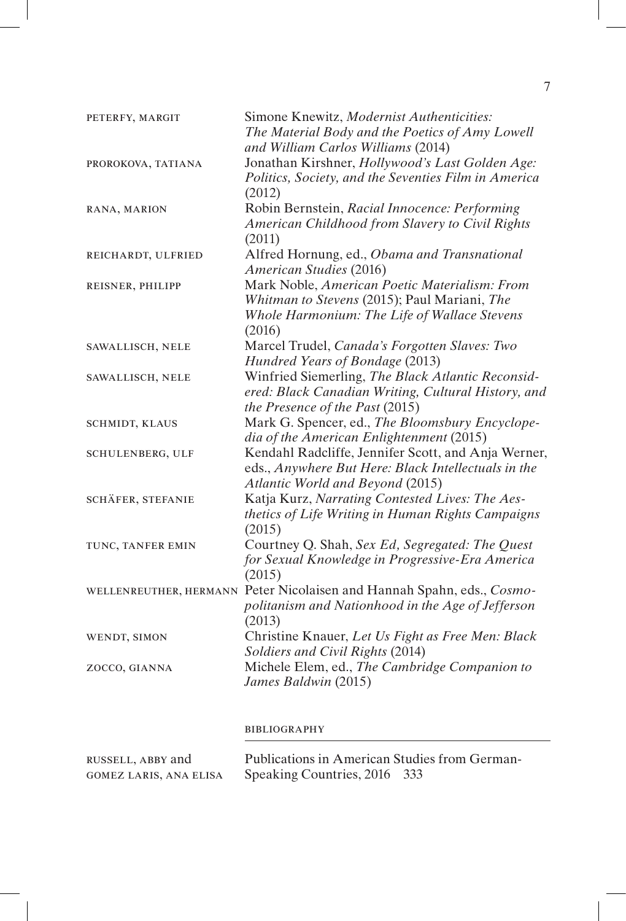| | |
|---|---|
| PETERFY, MARGIT | Simone Knewitz, *Modernist Authenticities: The Material Body and the Poetics of Amy Lowell and William Carlos Williams* (2014) |
| PROROKOVA, TATIANA | Jonathan Kirshner, *Hollywood's Last Golden Age: Politics, Society, and the Seventies Film in America* (2012) |
| RANA, MARION | Robin Bernstein, *Racial Innocence: Performing American Childhood from Slavery to Civil Rights* (2011) |
| REICHARDT, ULFRIED | Alfred Hornung, ed., *Obama and Transnational American Studies* (2016) |
| REISNER, PHILIPP | Mark Noble, *American Poetic Materialism: From Whitman to Stevens* (2015); Paul Mariani, *The Whole Harmonium: The Life of Wallace Stevens* (2016) |
| SAWALLISCH, NELE | Marcel Trudel, *Canada's Forgotten Slaves: Two Hundred Years of Bondage* (2013) |
| SAWALLISCH, NELE | Winfried Siemerling, *The Black Atlantic Reconsidered: Black Canadian Writing, Cultural History, and the Presence of the Past* (2015) |
| SCHMIDT, KLAUS | Mark G. Spencer, ed., *The Bloomsbury Encyclopedia of the American Enlightenment* (2015) |
| SCHULENBERG, ULF | Kendahl Radcliffe, Jennifer Scott, and Anja Werner, eds., *Anywhere But Here: Black Intellectuals in the Atlantic World and Beyond* (2015) |
| SCHÄFER, STEFANIE | Katja Kurz, *Narrating Contested Lives: The Aesthetics of Life Writing in Human Rights Campaigns* (2015) |
| TUNC, TANFER EMIN | Courtney Q. Shah, *Sex Ed, Segregated: The Quest for Sexual Knowledge in Progressive-Era America* (2015) |
| WELLENREUTHER, HERMANN | Peter Nicolaisen and Hannah Spahn, eds., *Cosmopolitanism and Nationhood in the Age of Jefferson* (2013) |
| WENDT, SIMON | Christine Knauer, *Let Us Fight as Free Men: Black Soldiers and Civil Rights* (2014) |
| ZOCCO, GIANNA | Michele Elem, ed., *The Cambridge Companion to James Baldwin* (2015) |

## BIBLIOGRAPHY

| | |
|---|---|
| RUSSELL, ABBY and GOMEZ LARIS, ANA ELISA | Publications in American Studies from German-Speaking Countries, 2016 333 |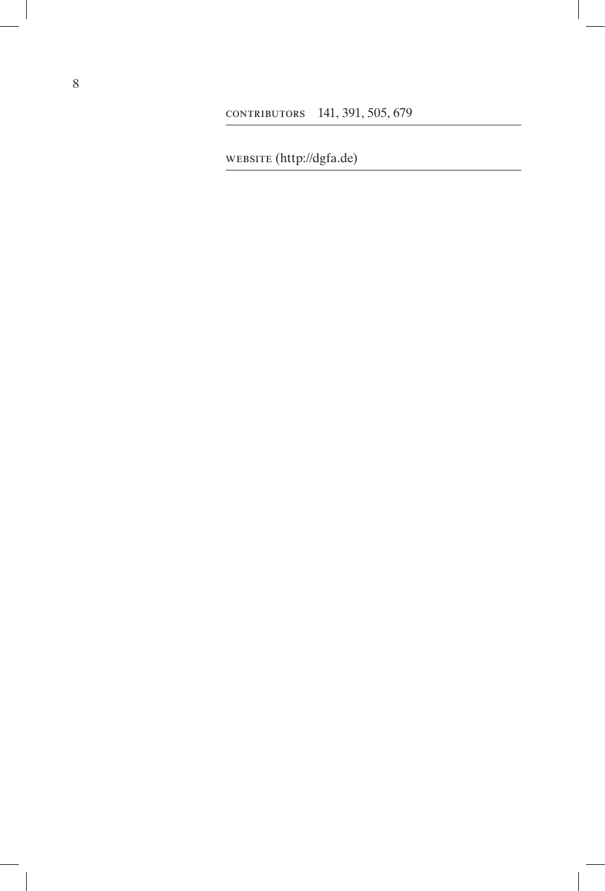CONTRIBUTORS 141, 391, 505, 679

WEBSITE (http://dgfa.de)